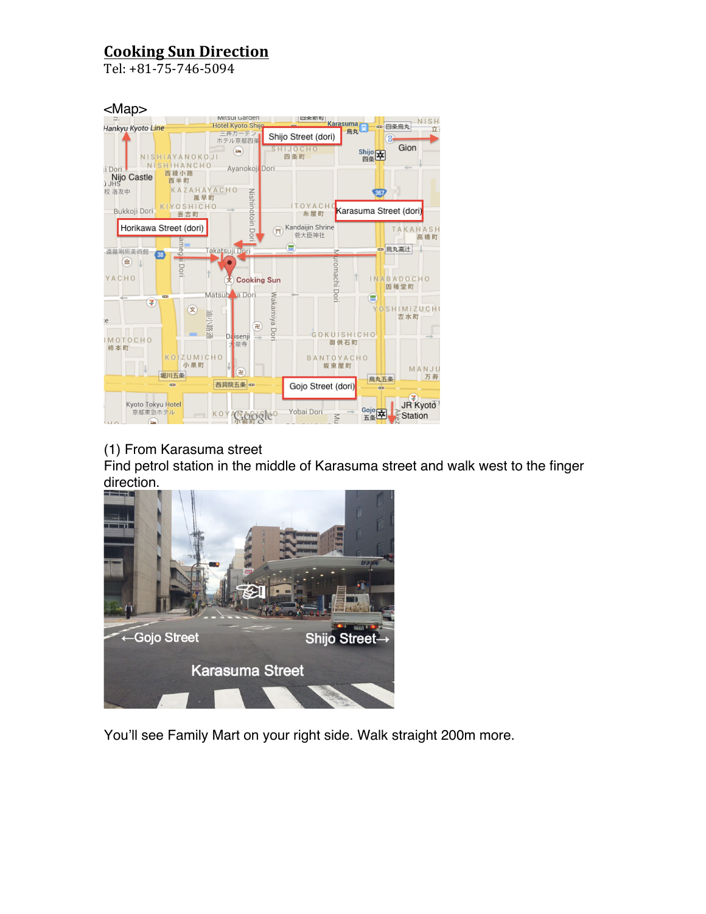# Cooking Sun Direction

Tel: +81-75-746-5094

<Map>

(1) From Karasuma street

Find petrol station in the middle of Karasuma street and walk west to the finger direction.

You'll see Family Mart on your right side. Walk straight 200m more.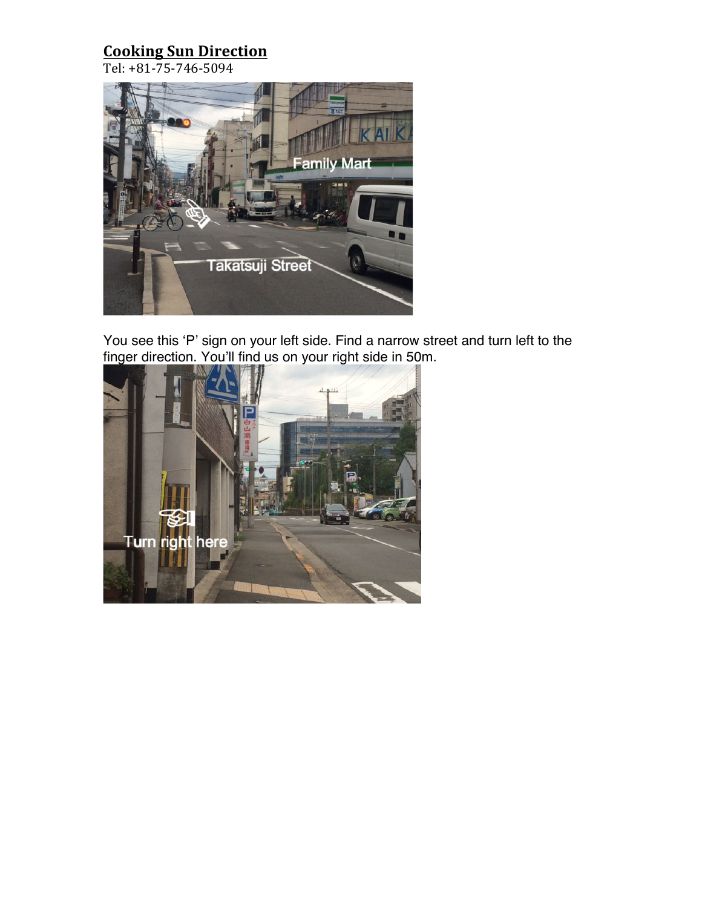## Cooking Sun Direction

Tel: +81-75-746-5094

You see this 'P' sign on your left side. Find a narrow street and turn left to the finger direction. You'll find us on your right side in 50m.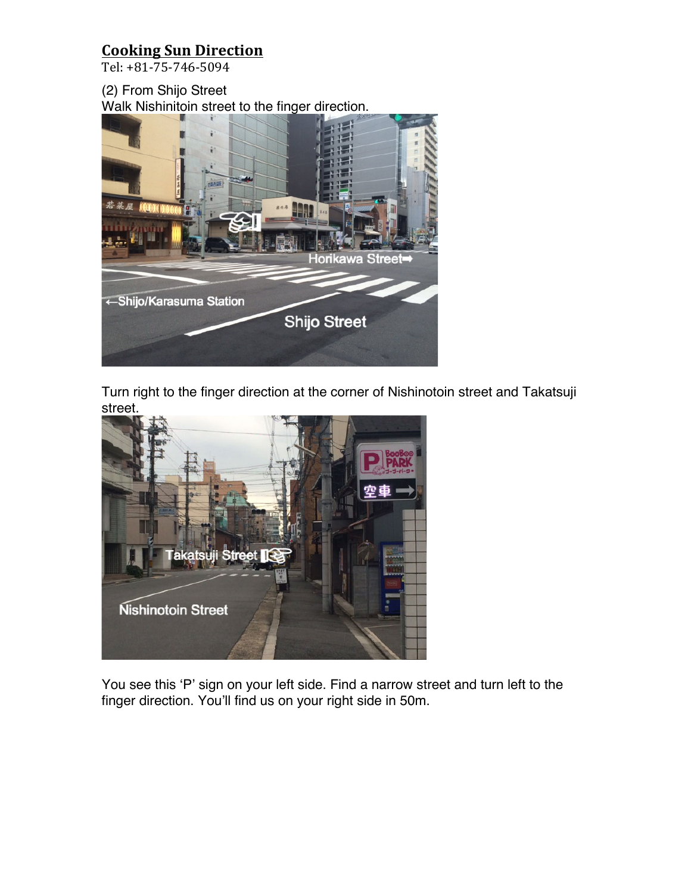# Cooking Sun Direction

Tel: +81-75-746-5094

(2) From Shijo Street

Walk Nishinitoin street to the finger direction.

Turn right to the finger direction at the corner of Nishinotoin street and Takatsuji street.

You see this 'P' sign on your left side. Find a narrow street and turn left to the finger direction. You'll find us on your right side in 50m.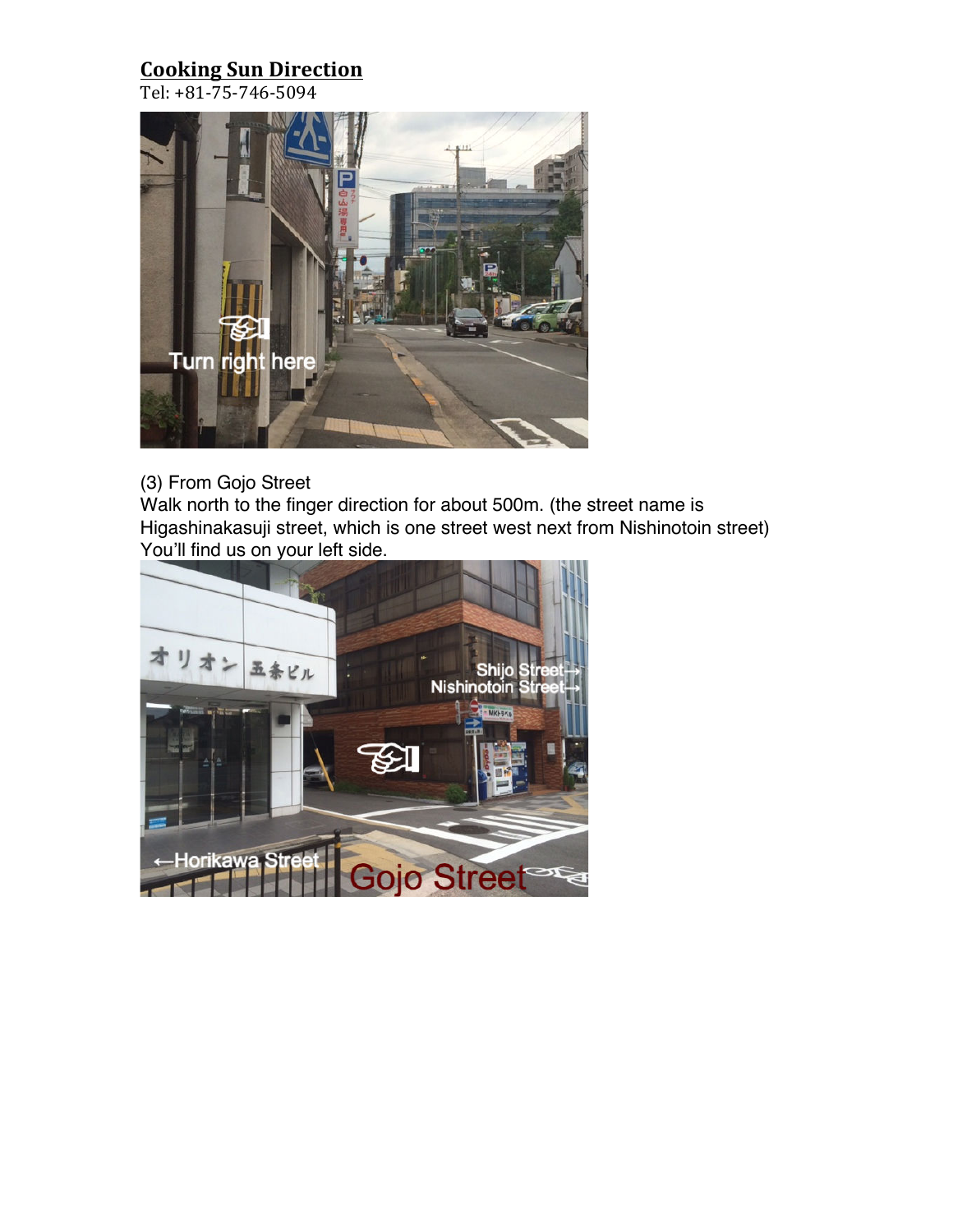## Cooking Sun Direction

Tel: +81-75-746-5094

(3) From Gojo Street
Walk north to the finger direction for about 500m. (the street name is Higashinakasuji street, which is one street west next from Nishinotoin street)
You'll find us on your left side.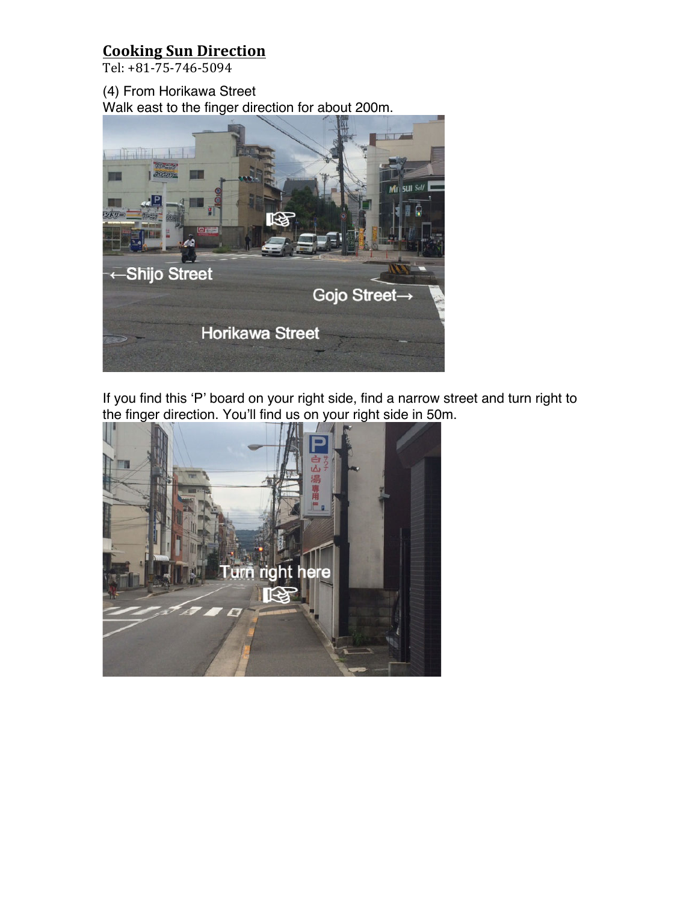## Cooking Sun Direction

Tel: +81-75-746-5094

(4) From Horikawa Street

Walk east to the finger direction for about 200m.

If you find this 'P' board on your right side, find a narrow street and turn right to the finger direction. You'll find us on your right side in 50m.